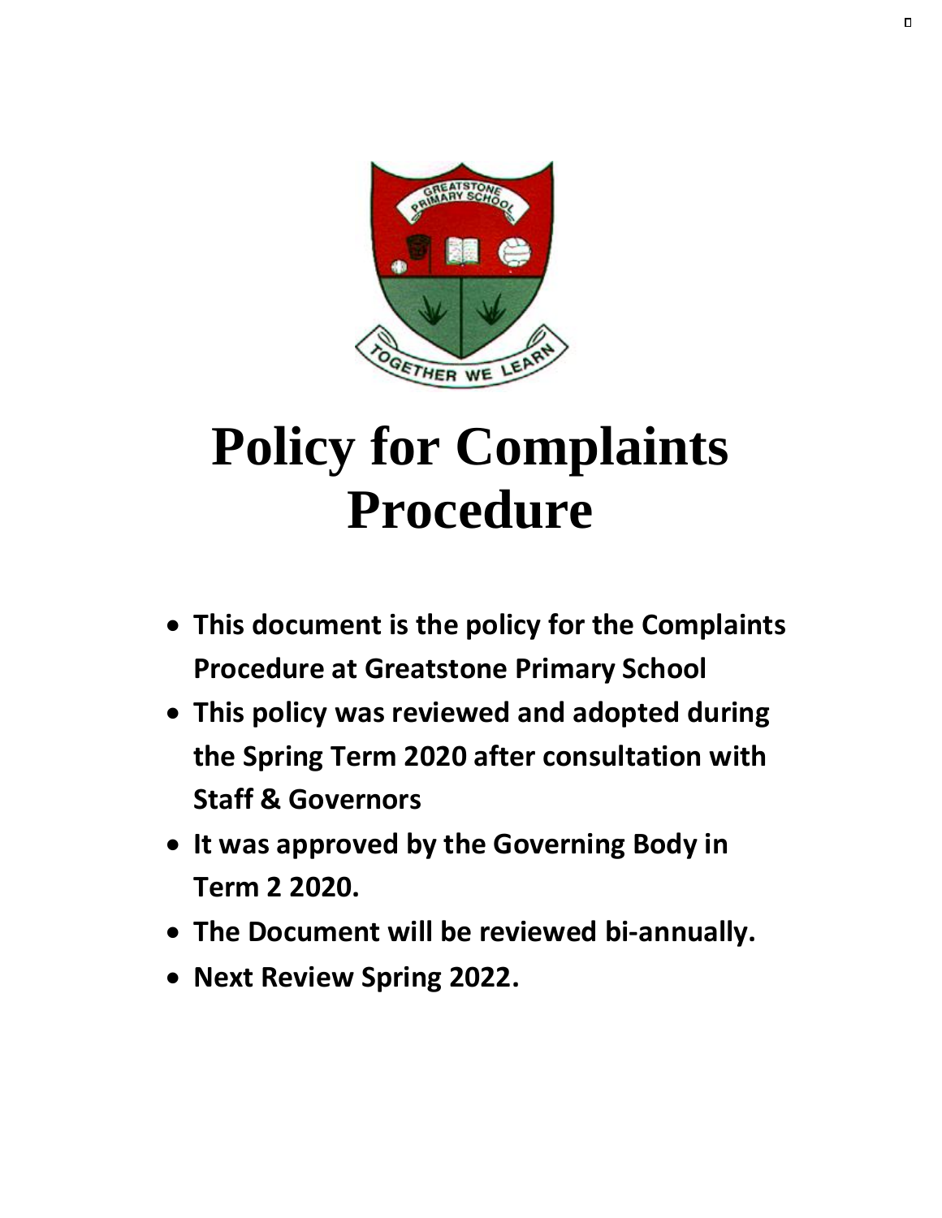# Policy for Complaints Procedure

- **This document is the policy for the Complaints Procedure at Greatstone Primary School**
- **This policy was reviewed and adopted during the Spring Term 2020 after consultation with Staff & Governors**
- **It was approved by the Governing Body in Term 2 2020.**
- **The Document will be reviewed bi-annually.**
- **Next Review Spring 2022.**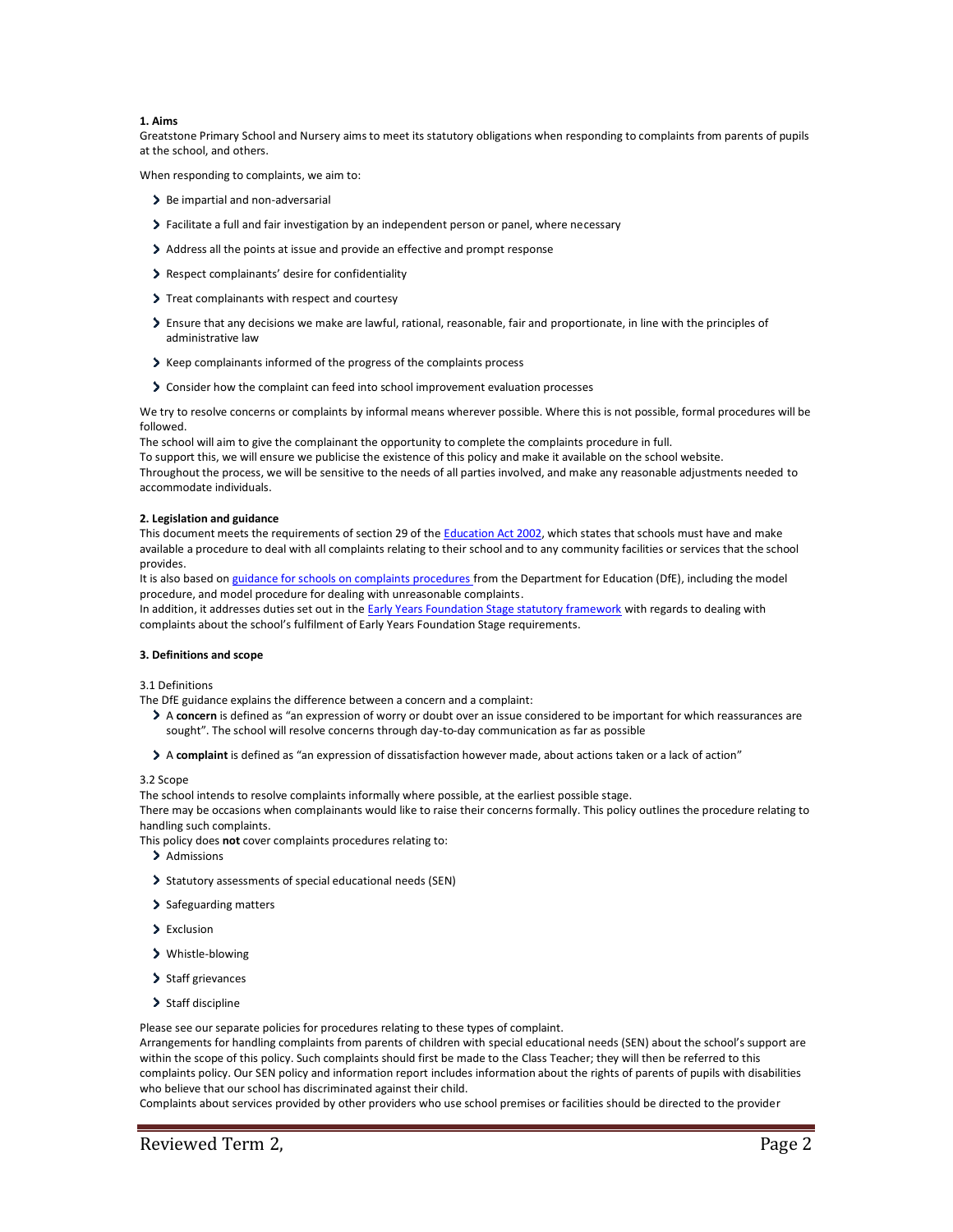## 1. Aims

Greatstone Primary School and Nursery aims to meet its statutory obligations when responding to complaints from parents of pupils at the school, and others.

When responding to complaints, we aim to:

- Be impartial and non-adversarial
- Facilitate a full and fair investigation by an independent person or panel, where necessary
- Address all the points at issue and provide an effective and prompt response
- Respect complainants' desire for confidentiality
- Treat complainants with respect and courtesy
- Ensure that any decisions we make are lawful, rational, reasonable, fair and proportionate, in line with the principles of administrative law
- Keep complainants informed of the progress of the complaints process
- Consider how the complaint can feed into school improvement evaluation processes

We try to resolve concerns or complaints by informal means wherever possible. Where this is not possible, formal procedures will be followed.

The school will aim to give the complainant the opportunity to complete the complaints procedure in full.

To support this, we will ensure we publicise the existence of this policy and make it available on the school website.

Throughout the process, we will be sensitive to the needs of all parties involved, and make any reasonable adjustments needed to accommodate individuals.

## 2. Legislation and guidance

This document meets the requirements of section 29 of the Education Act 2002, which states that schools must have and make available a procedure to deal with all complaints relating to their school and to any community facilities or services that the school provides.

It is also based on guidance for schools on complaints procedures from the Department for Education (DfE), including the model procedure, and model procedure for dealing with unreasonable complaints.

In addition, it addresses duties set out in the Early Years Foundation Stage statutory framework with regards to dealing with complaints about the school's fulfilment of Early Years Foundation Stage requirements.

## 3. Definitions and scope

### 3.1 Definitions

The DfE guidance explains the difference between a concern and a complaint:

- A **concern** is defined as "an expression of worry or doubt over an issue considered to be important for which reassurances are sought". The school will resolve concerns through day-to-day communication as far as possible
- A **complaint** is defined as "an expression of dissatisfaction however made, about actions taken or a lack of action"

### 3.2 Scope

The school intends to resolve complaints informally where possible, at the earliest possible stage.

There may be occasions when complainants would like to raise their concerns formally. This policy outlines the procedure relating to handling such complaints.

This policy does **not** cover complaints procedures relating to:

- Admissions
- Statutory assessments of special educational needs (SEN)
- Safeguarding matters
- Exclusion
- Whistle-blowing
- Staff grievances
- Staff discipline

Please see our separate policies for procedures relating to these types of complaint.

Arrangements for handling complaints from parents of children with special educational needs (SEN) about the school's support are within the scope of this policy. Such complaints should first be made to the Class Teacher; they will then be referred to this complaints policy. Our SEN policy and information report includes information about the rights of parents of pupils with disabilities who believe that our school has discriminated against their child.

Complaints about services provided by other providers who use school premises or facilities should be directed to the provider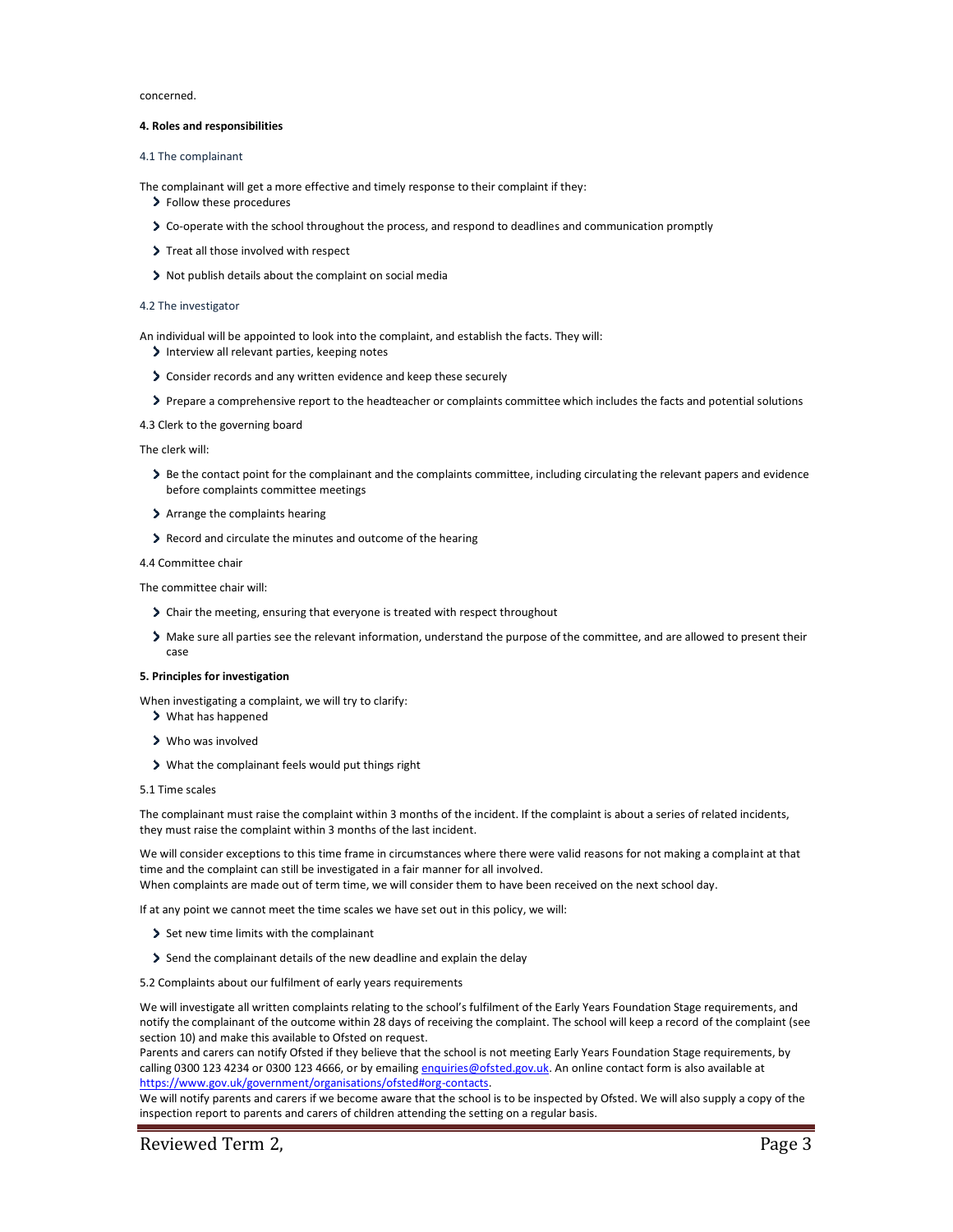concerned.

## 4. Roles and responsibilities

### 4.1 The complainant

The complainant will get a more effective and timely response to their complaint if they:

- Follow these procedures
- Co-operate with the school throughout the process, and respond to deadlines and communication promptly
- Treat all those involved with respect
- Not publish details about the complaint on social media

### 4.2 The investigator

An individual will be appointed to look into the complaint, and establish the facts. They will:

- Interview all relevant parties, keeping notes
- Consider records and any written evidence and keep these securely
- Prepare a comprehensive report to the headteacher or complaints committee which includes the facts and potential solutions

### 4.3 Clerk to the governing board

The clerk will:

- Be the contact point for the complainant and the complaints committee, including circulating the relevant papers and evidence before complaints committee meetings
- Arrange the complaints hearing
- Record and circulate the minutes and outcome of the hearing

### 4.4 Committee chair

The committee chair will:

- Chair the meeting, ensuring that everyone is treated with respect throughout
- Make sure all parties see the relevant information, understand the purpose of the committee, and are allowed to present their case

## 5. Principles for investigation

When investigating a complaint, we will try to clarify:

- What has happened
- Who was involved
- What the complainant feels would put things right

### 5.1 Time scales

The complainant must raise the complaint within 3 months of the incident. If the complaint is about a series of related incidents, they must raise the complaint within 3 months of the last incident.

We will consider exceptions to this time frame in circumstances where there were valid reasons for not making a complaint at that time and the complaint can still be investigated in a fair manner for all involved.
When complaints are made out of term time, we will consider them to have been received on the next school day.

If at any point we cannot meet the time scales we have set out in this policy, we will:

- Set new time limits with the complainant
- Send the complainant details of the new deadline and explain the delay

### 5.2 Complaints about our fulfilment of early years requirements

We will investigate all written complaints relating to the school's fulfilment of the Early Years Foundation Stage requirements, and notify the complainant of the outcome within 28 days of receiving the complaint. The school will keep a record of the complaint (see section 10) and make this available to Ofsted on request.
Parents and carers can notify Ofsted if they believe that the school is not meeting Early Years Foundation Stage requirements, by calling 0300 123 4234 or 0300 123 4666, or by emailing [enquiries@ofsted.gov.uk](mailto:enquiries@ofsted.gov.uk). An online contact form is also available at [https://www.gov.uk/government/organisations/ofsted#org-contacts](https://www.gov.uk/government/organisations/ofsted#org-contacts).
We will notify parents and carers if we become aware that the school is to be inspected by Ofsted. We will also supply a copy of the inspection report to parents and carers of children attending the setting on a regular basis.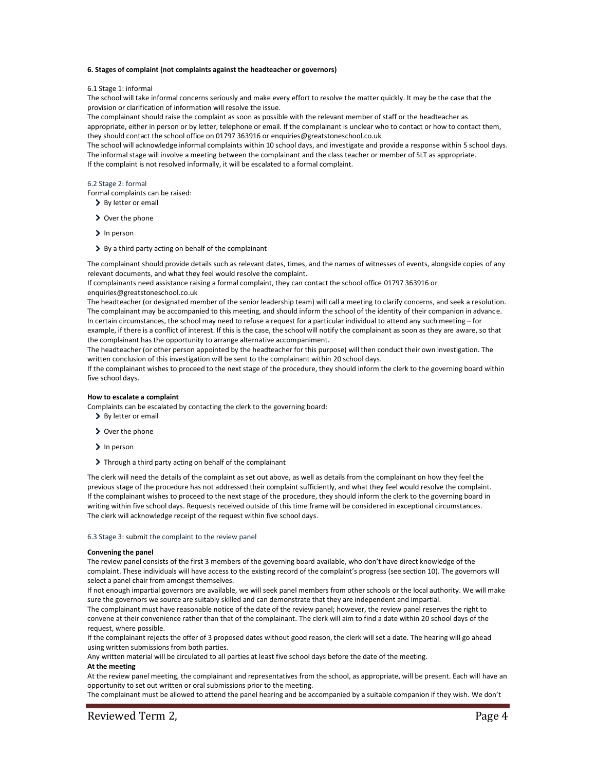### 6. Stages of complaint (not complaints against the headteacher or governors)

6.1 Stage 1: informal

The school will take informal concerns seriously and make every effort to resolve the matter quickly. It may be the case that the provision or clarification of information will resolve the issue.

The complainant should raise the complaint as soon as possible with the relevant member of staff or the headteacher as appropriate, either in person or by letter, telephone or email. If the complainant is unclear who to contact or how to contact them, they should contact the school office on 01797 363916 or enquiries@greatstoneschool.co.uk

The school will acknowledge informal complaints within 10 school days, and investigate and provide a response within 5 school days.

The informal stage will involve a meeting between the complainant and the class teacher or member of SLT as appropriate.

If the complaint is not resolved informally, it will be escalated to a formal complaint.

6.2 Stage 2: formal

Formal complaints can be raised:

- By letter or email
- Over the phone
- In person
- By a third party acting on behalf of the complainant

The complainant should provide details such as relevant dates, times, and the names of witnesses of events, alongside copies of any relevant documents, and what they feel would resolve the complaint.

If complainants need assistance raising a formal complaint, they can contact the school office 01797 363916 or enquiries@greatstoneschool.co.uk

The headteacher (or designated member of the senior leadership team) will call a meeting to clarify concerns, and seek a resolution. The complainant may be accompanied to this meeting, and should inform the school of the identity of their companion in advance. In certain circumstances, the school may need to refuse a request for a particular individual to attend any such meeting – for example, if there is a conflict of interest. If this is the case, the school will notify the complainant as soon as they are aware, so that the complainant has the opportunity to arrange alternative accompaniment.

The headteacher (or other person appointed by the headteacher for this purpose) will then conduct their own investigation. The written conclusion of this investigation will be sent to the complainant within 20 school days.

If the complainant wishes to proceed to the next stage of the procedure, they should inform the clerk to the governing board within five school days.

**How to escalate a complaint**

Complaints can be escalated by contacting the clerk to the governing board:

- By letter or email
- Over the phone
- In person
- Through a third party acting on behalf of the complainant

The clerk will need the details of the complaint as set out above, as well as details from the complainant on how they feel the previous stage of the procedure has not addressed their complaint sufficiently, and what they feel would resolve the complaint.

If the complainant wishes to proceed to the next stage of the procedure, they should inform the clerk to the governing board in writing within five school days. Requests received outside of this time frame will be considered in exceptional circumstances.

The clerk will acknowledge receipt of the request within five school days.

6.3 Stage 3: submit the complaint to the review panel

**Convening the panel**

The review panel consists of the first 3 members of the governing board available, who don't have direct knowledge of the complaint. These individuals will have access to the existing record of the complaint's progress (see section 10). The governors will select a panel chair from amongst themselves.

If not enough impartial governors are available, we will seek panel members from other schools or the local authority. We will make sure the governors we source are suitably skilled and can demonstrate that they are independent and impartial.

The complainant must have reasonable notice of the date of the review panel; however, the review panel reserves the right to convene at their convenience rather than that of the complainant. The clerk will aim to find a date within 20 school days of the request, where possible.

If the complainant rejects the offer of 3 proposed dates without good reason, the clerk will set a date. The hearing will go ahead using written submissions from both parties.

Any written material will be circulated to all parties at least five school days before the date of the meeting.

**At the meeting**

At the review panel meeting, the complainant and representatives from the school, as appropriate, will be present. Each will have an opportunity to set out written or oral submissions prior to the meeting.

The complainant must be allowed to attend the panel hearing and be accompanied by a suitable companion if they wish. We don't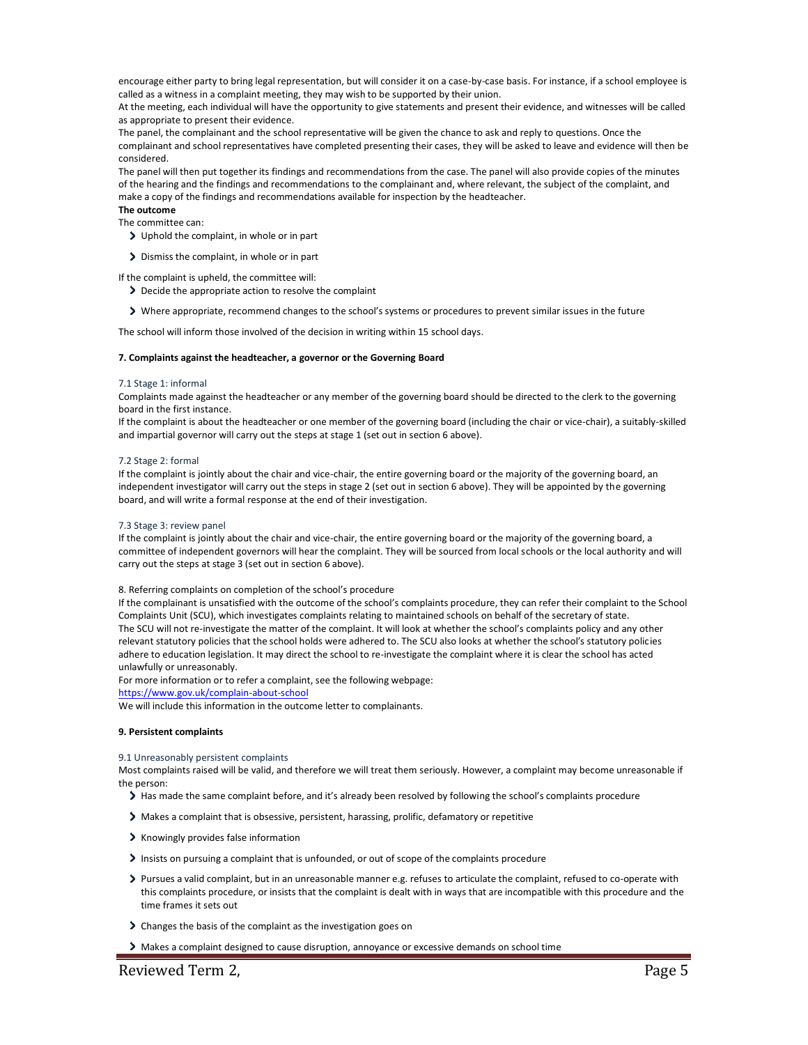encourage either party to bring legal representation, but will consider it on a case-by-case basis. For instance, if a school employee is called as a witness in a complaint meeting, they may wish to be supported by their union.

At the meeting, each individual will have the opportunity to give statements and present their evidence, and witnesses will be called as appropriate to present their evidence.

The panel, the complainant and the school representative will be given the chance to ask and reply to questions. Once the complainant and school representatives have completed presenting their cases, they will be asked to leave and evidence will then be considered.

The panel will then put together its findings and recommendations from the case. The panel will also provide copies of the minutes of the hearing and the findings and recommendations to the complainant and, where relevant, the subject of the complaint, and make a copy of the findings and recommendations available for inspection by the headteacher.

**The outcome**

The committee can:

- Uphold the complaint, in whole or in part
- Dismiss the complaint, in whole or in part

If the complaint is upheld, the committee will:

- Decide the appropriate action to resolve the complaint
- Where appropriate, recommend changes to the school's systems or procedures to prevent similar issues in the future

The school will inform those involved of the decision in writing within 15 school days.

**7. Complaints against the headteacher, a governor or the Governing Board**

7.1 Stage 1: informal

Complaints made against the headteacher or any member of the governing board should be directed to the clerk to the governing board in the first instance.

If the complaint is about the headteacher or one member of the governing board (including the chair or vice-chair), a suitably-skilled and impartial governor will carry out the steps at stage 1 (set out in section 6 above).

7.2 Stage 2: formal

If the complaint is jointly about the chair and vice-chair, the entire governing board or the majority of the governing board, an independent investigator will carry out the steps in stage 2 (set out in section 6 above). They will be appointed by the governing board, and will write a formal response at the end of their investigation.

7.3 Stage 3: review panel

If the complaint is jointly about the chair and vice-chair, the entire governing board or the majority of the governing board, a committee of independent governors will hear the complaint. They will be sourced from local schools or the local authority and will carry out the steps at stage 3 (set out in section 6 above).

8. Referring complaints on completion of the school's procedure

If the complainant is unsatisfied with the outcome of the school's complaints procedure, they can refer their complaint to the School Complaints Unit (SCU), which investigates complaints relating to maintained schools on behalf of the secretary of state.

The SCU will not re-investigate the matter of the complaint. It will look at whether the school's complaints policy and any other relevant statutory policies that the school holds were adhered to. The SCU also looks at whether the school's statutory policies adhere to education legislation. It may direct the school to re-investigate the complaint where it is clear the school has acted unlawfully or unreasonably.

For more information or to refer a complaint, see the following webpage:

https://www.gov.uk/complain-about-school

We will include this information in the outcome letter to complainants.

**9. Persistent complaints**

9.1 Unreasonably persistent complaints

Most complaints raised will be valid, and therefore we will treat them seriously. However, a complaint may become unreasonable if the person:

- Has made the same complaint before, and it's already been resolved by following the school's complaints procedure
- Makes a complaint that is obsessive, persistent, harassing, prolific, defamatory or repetitive
- Knowingly provides false information
- Insists on pursuing a complaint that is unfounded, or out of scope of the complaints procedure
- Pursues a valid complaint, but in an unreasonable manner e.g. refuses to articulate the complaint, refused to co-operate with this complaints procedure, or insists that the complaint is dealt with in ways that are incompatible with this procedure and the time frames it sets out
- Changes the basis of the complaint as the investigation goes on
- Makes a complaint designed to cause disruption, annoyance or excessive demands on school time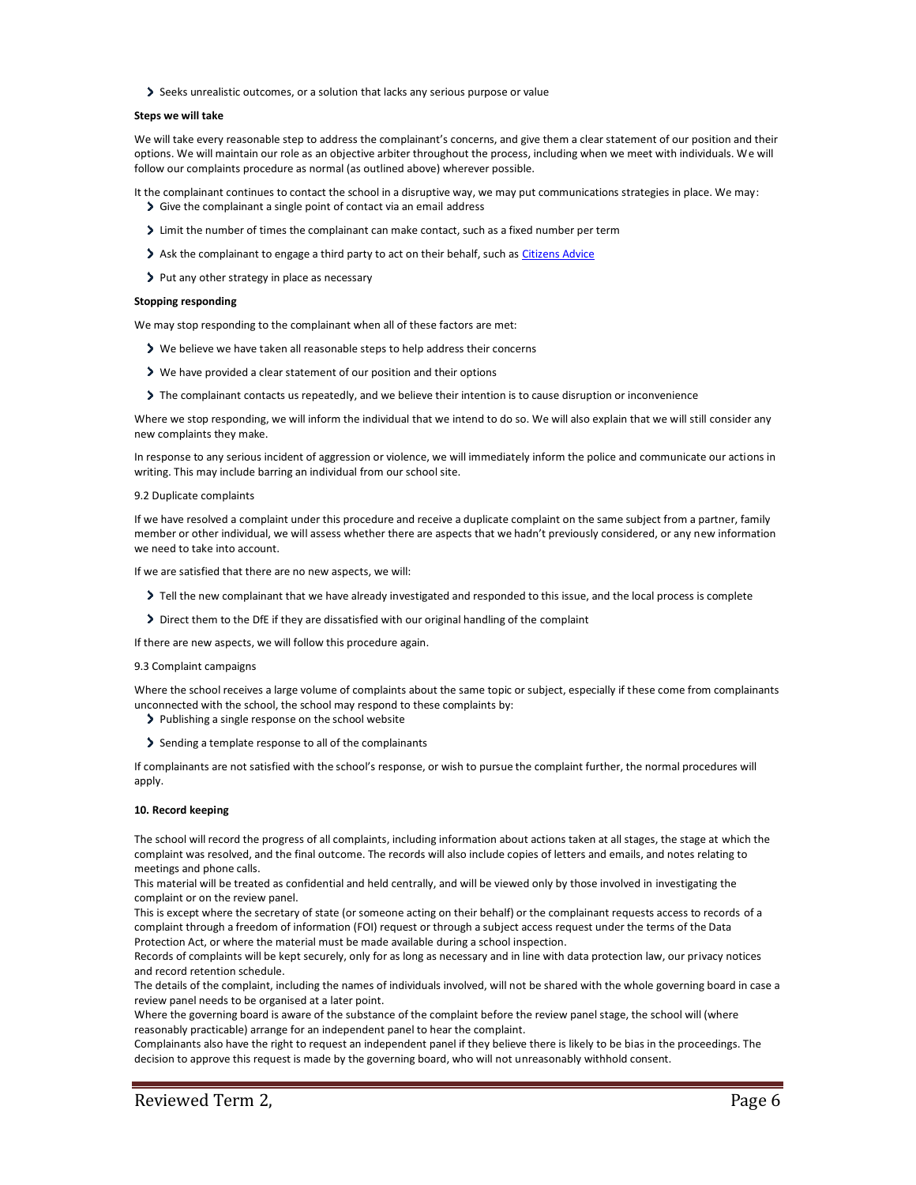- Seeks unrealistic outcomes, or a solution that lacks any serious purpose or value

**Steps we will take**

We will take every reasonable step to address the complainant's concerns, and give them a clear statement of our position and their options. We will maintain our role as an objective arbiter throughout the process, including when we meet with individuals. We will follow our complaints procedure as normal (as outlined above) wherever possible.

It the complainant continues to contact the school in a disruptive way, we may put communications strategies in place. We may:

- Give the complainant a single point of contact via an email address
- Limit the number of times the complainant can make contact, such as a fixed number per term
- Ask the complainant to engage a third party to act on their behalf, such as [Citizens Advice](Citizens Advice)
- Put any other strategy in place as necessary

**Stopping responding**

We may stop responding to the complainant when all of these factors are met:

- We believe we have taken all reasonable steps to help address their concerns
- We have provided a clear statement of our position and their options
- The complainant contacts us repeatedly, and we believe their intention is to cause disruption or inconvenience

Where we stop responding, we will inform the individual that we intend to do so. We will also explain that we will still consider any new complaints they make.

In response to any serious incident of aggression or violence, we will immediately inform the police and communicate our actions in writing. This may include barring an individual from our school site.

9.2 Duplicate complaints

If we have resolved a complaint under this procedure and receive a duplicate complaint on the same subject from a partner, family member or other individual, we will assess whether there are aspects that we hadn't previously considered, or any new information we need to take into account.

If we are satisfied that there are no new aspects, we will:

- Tell the new complainant that we have already investigated and responded to this issue, and the local process is complete
- Direct them to the DfE if they are dissatisfied with our original handling of the complaint

If there are new aspects, we will follow this procedure again.

9.3 Complaint campaigns

Where the school receives a large volume of complaints about the same topic or subject, especially if these come from complainants unconnected with the school, the school may respond to these complaints by:

- Publishing a single response on the school website
- Sending a template response to all of the complainants

If complainants are not satisfied with the school's response, or wish to pursue the complaint further, the normal procedures will apply.

**10. Record keeping**

The school will record the progress of all complaints, including information about actions taken at all stages, the stage at which the complaint was resolved, and the final outcome. The records will also include copies of letters and emails, and notes relating to meetings and phone calls.

This material will be treated as confidential and held centrally, and will be viewed only by those involved in investigating the complaint or on the review panel.

This is except where the secretary of state (or someone acting on their behalf) or the complainant requests access to records of a complaint through a freedom of information (FOI) request or through a subject access request under the terms of the Data Protection Act, or where the material must be made available during a school inspection.

Records of complaints will be kept securely, only for as long as necessary and in line with data protection law, our privacy notices and record retention schedule.

The details of the complaint, including the names of individuals involved, will not be shared with the whole governing board in case a review panel needs to be organised at a later point.

Where the governing board is aware of the substance of the complaint before the review panel stage, the school will (where reasonably practicable) arrange for an independent panel to hear the complaint.

Complainants also have the right to request an independent panel if they believe there is likely to be bias in the proceedings. The decision to approve this request is made by the governing board, who will not unreasonably withhold consent.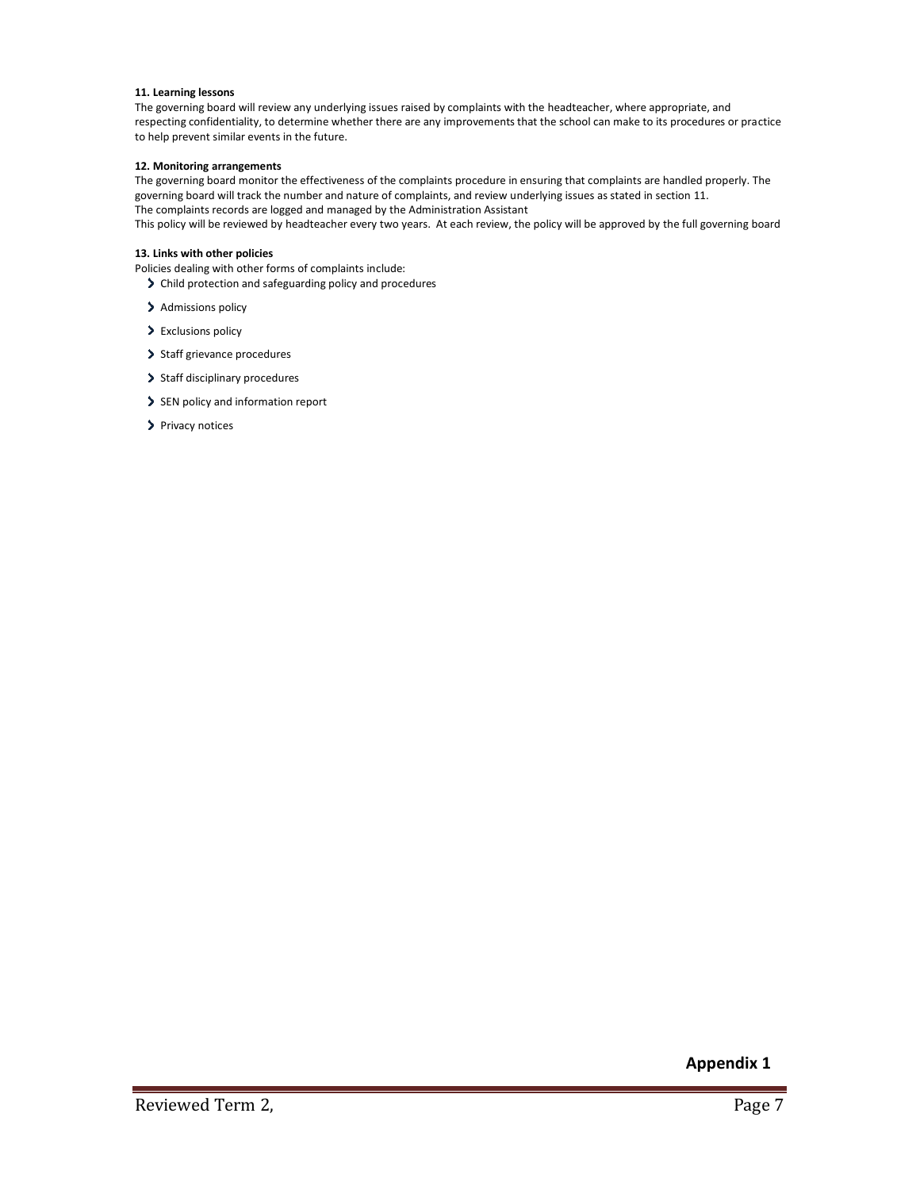**11. Learning lessons**

The governing board will review any underlying issues raised by complaints with the headteacher, where appropriate, and respecting confidentiality, to determine whether there are any improvements that the school can make to its procedures or practice to help prevent similar events in the future.

**12. Monitoring arrangements**

The governing board monitor the effectiveness of the complaints procedure in ensuring that complaints are handled properly. The governing board will track the number and nature of complaints, and review underlying issues as stated in section 11.
The complaints records are logged and managed by the Administration Assistant
This policy will be reviewed by headteacher every two years. At each review, the policy will be approved by the full governing board

**13. Links with other policies**

Policies dealing with other forms of complaints include:

- Child protection and safeguarding policy and procedures
- Admissions policy
- Exclusions policy
- Staff grievance procedures
- Staff disciplinary procedures
- SEN policy and information report
- Privacy notices

**Appendix 1**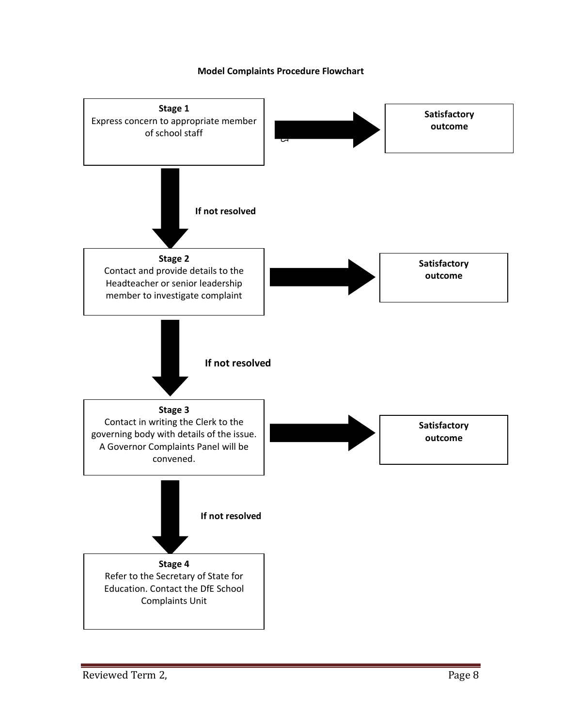**Model Complaints Procedure Flowchart**

**Stage 1**
Express concern to appropriate member of school staff

→ **Satisfactory outcome**

↓ **If not resolved**

**Stage 2**
Contact and provide details to the Headteacher or senior leadership member to investigate complaint

→ **Satisfactory outcome**

↓ **If not resolved**

**Stage 3**
Contact in writing the Clerk to the governing body with details of the issue. A Governor Complaints Panel will be convened.

→ **Satisfactory outcome**

↓ **If not resolved**

**Stage 4**
Refer to the Secretary of State for Education. Contact the DfE School Complaints Unit

Reviewed Term 2,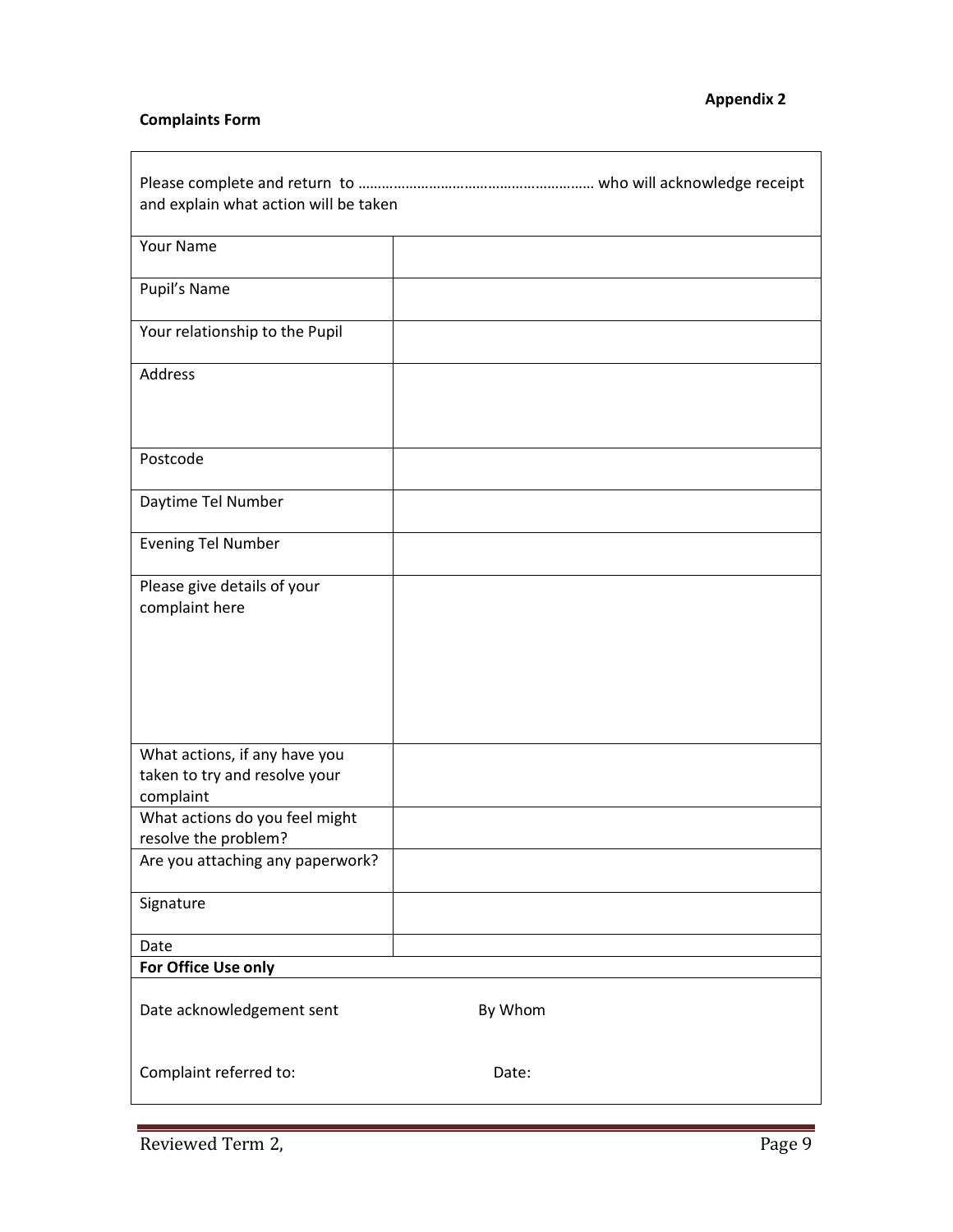**Appendix 2**

**Complaints Form**

| | |
|---|---|
| Please complete and return to …………………………………………………… who will acknowledge receipt and explain what action will be taken | |
| Your Name | |
| Pupil's Name | |
| Your relationship to the Pupil | |
| Address | |
| Postcode | |
| Daytime Tel Number | |
| Evening Tel Number | |
| Please give details of your complaint here | |
| What actions, if any have you taken to try and resolve your complaint | |
| What actions do you feel might resolve the problem? | |
| Are you attaching any paperwork? | |
| Signature | |
| Date | |
| **For Office Use only** | |
| Date acknowledgement sent | By Whom |
| Complaint referred to: | Date: |

Reviewed Term 2,